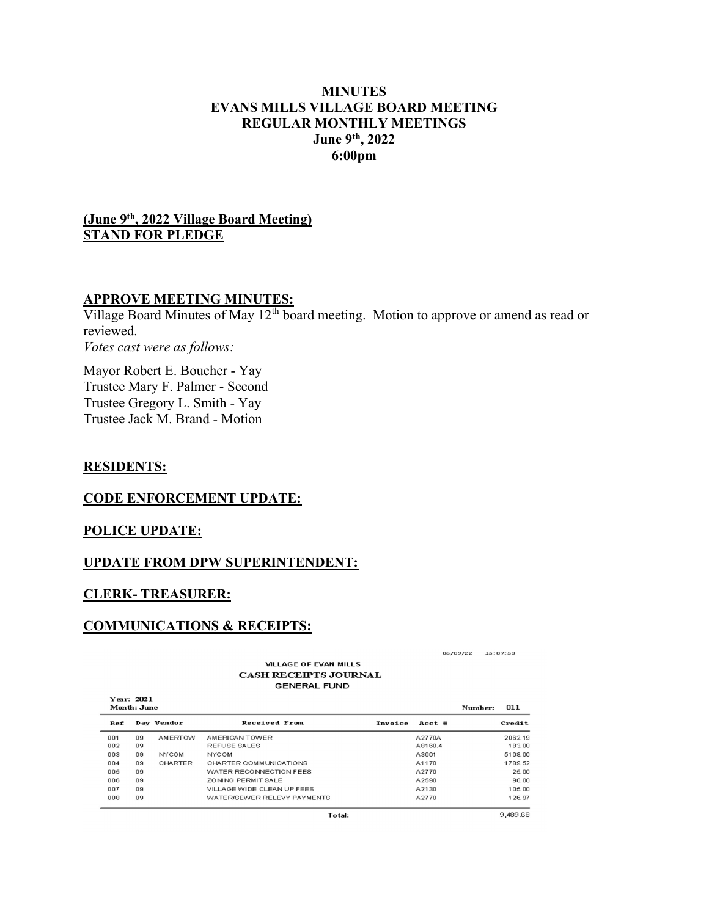# MINUTES
# EVANS MILLS VILLAGE BOARD MEETING
# REGULAR MONTHLY MEETINGS
# June 9th, 2022
# 6:00pm

**(June 9th, 2022 Village Board Meeting)**
**STAND FOR PLEDGE**

## APPROVE MEETING MINUTES:

Village Board Minutes of May 12th board meeting. Motion to approve or amend as read or reviewed.

*Votes cast were as follows:*

Mayor Robert E. Boucher - Yay
Trustee Mary F. Palmer - Second
Trustee Gregory L. Smith - Yay
Trustee Jack M. Brand - Motion

## RESIDENTS:

## CODE ENFORCEMENT UPDATE:

## POLICE UPDATE:

## UPDATE FROM DPW SUPERINTENDENT:

## CLERK- TREASURER:

## COMMUNICATIONS & RECEIPTS:

06/09/22 15:07:53

VILLAGE OF EVAN MILLS
CASH RECEIPTS JOURNAL
GENERAL FUND

Year: 2021
Month: June

Number: 011

| Ref | Day | Vendor | Received From | Invoice | Acct # | Credit |
|---|---|---|---|---|---|---|
| 001 | 09 | AMERTOW | AMERICAN TOWER | | A2770A | 2062.19 |
| 002 | 09 | | REFUSE SALES | | A8160.4 | 183.00 |
| 003 | 09 | NYCOM | NYCOM | | A3001 | 5108.00 |
| 004 | 09 | CHARTER | CHARTER COMMUNICATIONS | | A1170 | 1789.52 |
| 005 | 09 | | WATER RECONNECTION FEES | | A2770 | 25.00 |
| 006 | 09 | | ZONING PERMIT SALE | | A2590 | 90.00 |
| 007 | 09 | | VILLAGE WIDE CLEAN UP FEES | | A2130 | 105.00 |
| 008 | 09 | | WATER/SEWER RELEVY PAYMENTS | | A2770 | 126.97 |
| | | | Total: | | | 9,489.68 |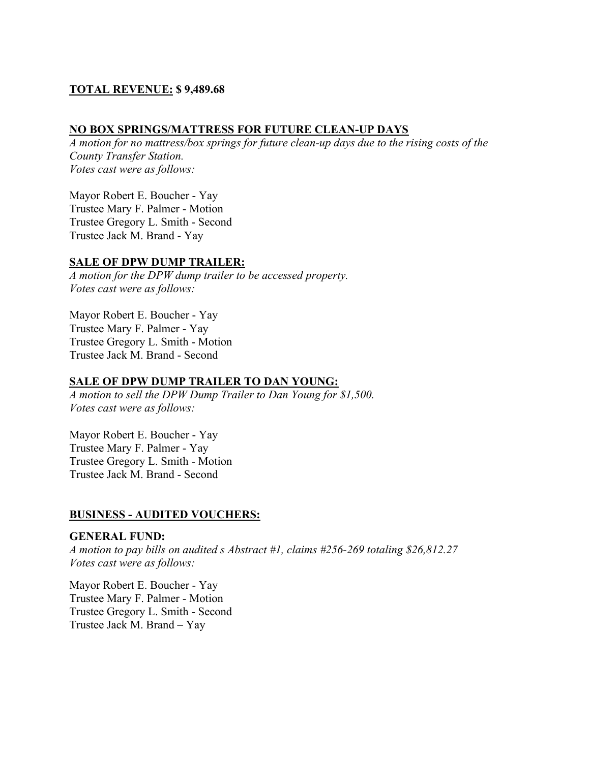**TOTAL REVENUE: $ 9,489.68**

**NO BOX SPRINGS/MATTRESS FOR FUTURE CLEAN-UP DAYS**

*A motion for no mattress/box springs for future clean-up days due to the rising costs of the County Transfer Station.*
*Votes cast were as follows:*

Mayor Robert E. Boucher - Yay
Trustee Mary F. Palmer - Motion
Trustee Gregory L. Smith - Second
Trustee Jack M. Brand - Yay

**SALE OF DPW DUMP TRAILER:**

*A motion for the DPW dump trailer to be accessed property.*
*Votes cast were as follows:*

Mayor Robert E. Boucher - Yay
Trustee Mary F. Palmer - Yay
Trustee Gregory L. Smith - Motion
Trustee Jack M. Brand - Second

**SALE OF DPW DUMP TRAILER TO DAN YOUNG:**

*A motion to sell the DPW Dump Trailer to Dan Young for $1,500.*
*Votes cast were as follows:*

Mayor Robert E. Boucher - Yay
Trustee Mary F. Palmer - Yay
Trustee Gregory L. Smith - Motion
Trustee Jack M. Brand - Second

**BUSINESS - AUDITED VOUCHERS:**

**GENERAL FUND:**

*A motion to pay bills on audited s Abstract #1, claims #256-269 totaling $26,812.27*
*Votes cast were as follows:*

Mayor Robert E. Boucher - Yay
Trustee Mary F. Palmer - Motion
Trustee Gregory L. Smith - Second
Trustee Jack M. Brand – Yay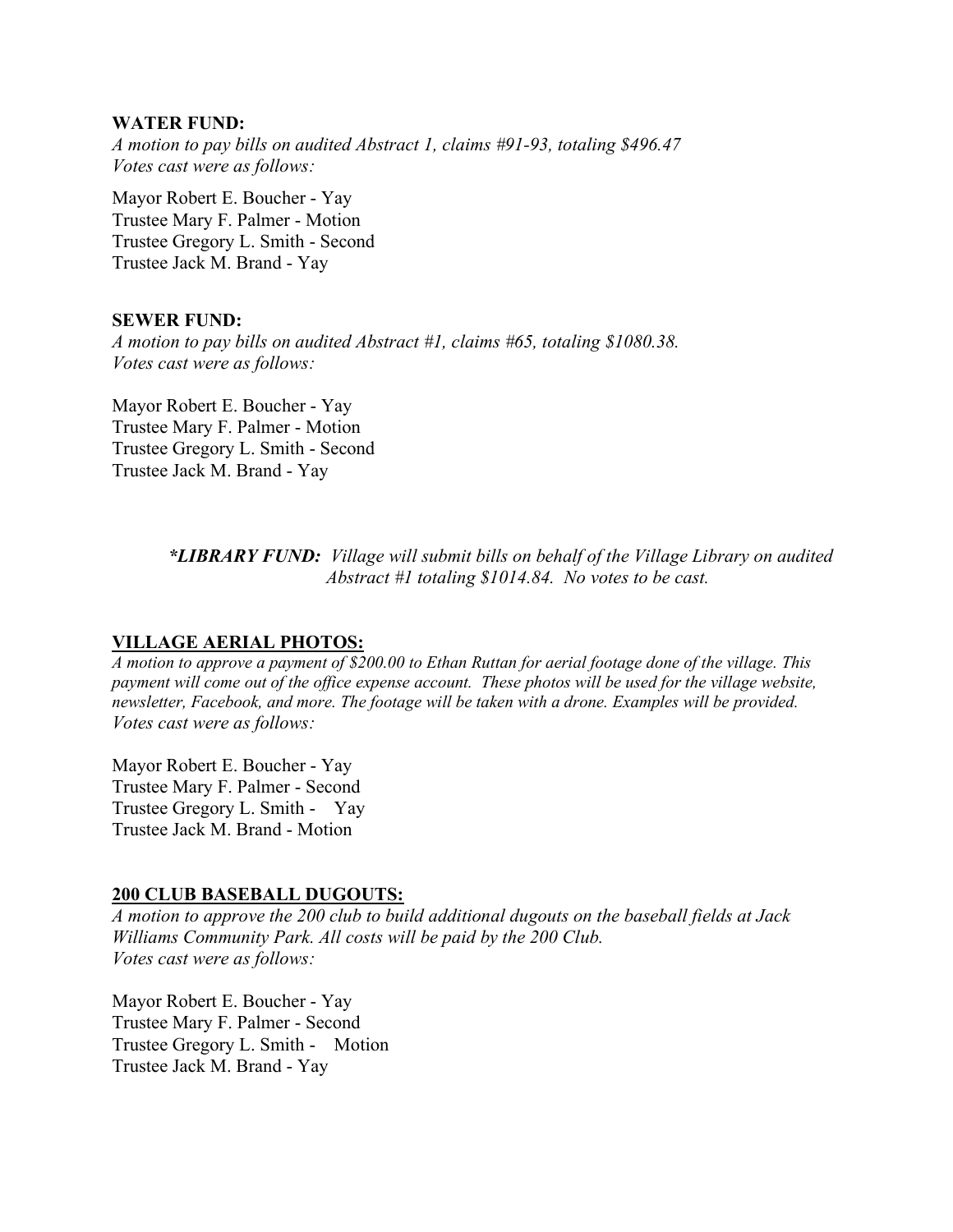**WATER FUND:**
*A motion to pay bills on audited Abstract 1, claims #91-93, totaling $496.47*
*Votes cast were as follows:*

Mayor Robert E. Boucher - Yay
Trustee Mary F. Palmer - Motion
Trustee Gregory L. Smith - Second
Trustee Jack M. Brand - Yay

**SEWER FUND:**
*A motion to pay bills on audited Abstract #1, claims #65, totaling $1080.38.*
*Votes cast were as follows:*

Mayor Robert E. Boucher - Yay
Trustee Mary F. Palmer - Motion
Trustee Gregory L. Smith - Second
Trustee Jack M. Brand - Yay

***\*LIBRARY FUND:*** *Village will submit bills on behalf of the Village Library on audited Abstract #1 totaling $1014.84. No votes to be cast.*

**VILLAGE AERIAL PHOTOS:**
*A motion to approve a payment of $200.00 to Ethan Ruttan for aerial footage done of the village. This payment will come out of the office expense account. These photos will be used for the village website, newsletter, Facebook, and more. The footage will be taken with a drone. Examples will be provided.*
*Votes cast were as follows:*

Mayor Robert E. Boucher - Yay
Trustee Mary F. Palmer - Second
Trustee Gregory L. Smith - Yay
Trustee Jack M. Brand - Motion

**200 CLUB BASEBALL DUGOUTS:**
*A motion to approve the 200 club to build additional dugouts on the baseball fields at Jack Williams Community Park. All costs will be paid by the 200 Club.*
*Votes cast were as follows:*

Mayor Robert E. Boucher - Yay
Trustee Mary F. Palmer - Second
Trustee Gregory L. Smith - Motion
Trustee Jack M. Brand - Yay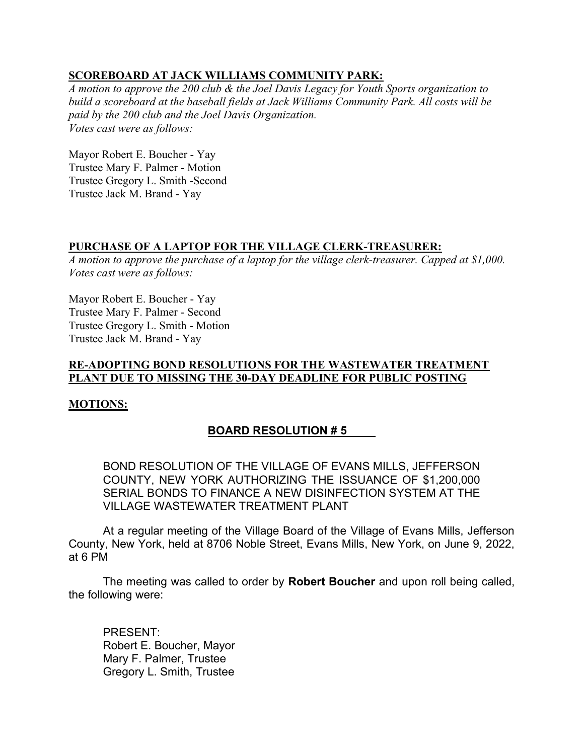**SCOREBOARD AT JACK WILLIAMS COMMUNITY PARK:**

*A motion to approve the 200 club & the Joel Davis Legacy for Youth Sports organization to build a scoreboard at the baseball fields at Jack Williams Community Park. All costs will be paid by the 200 club and the Joel Davis Organization.*
*Votes cast were as follows:*

Mayor Robert E. Boucher - Yay
Trustee Mary F. Palmer - Motion
Trustee Gregory L. Smith -Second
Trustee Jack M. Brand - Yay

**PURCHASE OF A LAPTOP FOR THE VILLAGE CLERK-TREASURER:**

*A motion to approve the purchase of a laptop for the village clerk-treasurer. Capped at $1,000.*
*Votes cast were as follows:*

Mayor Robert E. Boucher - Yay
Trustee Mary F. Palmer - Second
Trustee Gregory L. Smith - Motion
Trustee Jack M. Brand - Yay

**RE-ADOPTING BOND RESOLUTIONS FOR THE WASTEWATER TREATMENT PLANT DUE TO MISSING THE 30-DAY DEADLINE FOR PUBLIC POSTING**

**MOTIONS:**

**BOARD RESOLUTION # 5**

BOND RESOLUTION OF THE VILLAGE OF EVANS MILLS, JEFFERSON COUNTY, NEW YORK AUTHORIZING THE ISSUANCE OF $1,200,000 SERIAL BONDS TO FINANCE A NEW DISINFECTION SYSTEM AT THE VILLAGE WASTEWATER TREATMENT PLANT

At a regular meeting of the Village Board of the Village of Evans Mills, Jefferson County, New York, held at 8706 Noble Street, Evans Mills, New York, on June 9, 2022, at 6 PM

The meeting was called to order by **Robert Boucher** and upon roll being called, the following were:

PRESENT:
Robert E. Boucher, Mayor
Mary F. Palmer, Trustee
Gregory L. Smith, Trustee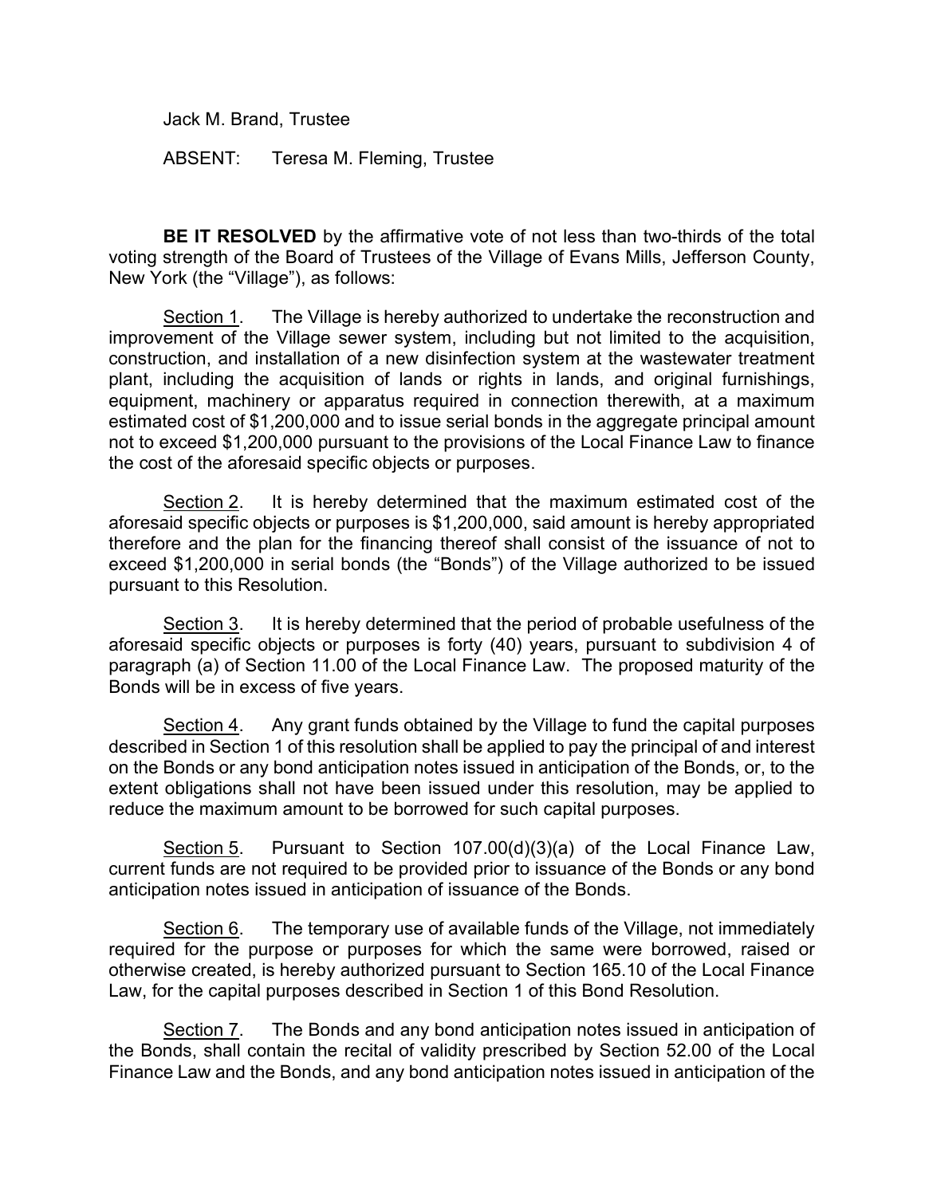Jack M. Brand, Trustee

ABSENT: Teresa M. Fleming, Trustee

**BE IT RESOLVED** by the affirmative vote of not less than two-thirds of the total voting strength of the Board of Trustees of the Village of Evans Mills, Jefferson County, New York (the "Village"), as follows:

Section 1. The Village is hereby authorized to undertake the reconstruction and improvement of the Village sewer system, including but not limited to the acquisition, construction, and installation of a new disinfection system at the wastewater treatment plant, including the acquisition of lands or rights in lands, and original furnishings, equipment, machinery or apparatus required in connection therewith, at a maximum estimated cost of $1,200,000 and to issue serial bonds in the aggregate principal amount not to exceed $1,200,000 pursuant to the provisions of the Local Finance Law to finance the cost of the aforesaid specific objects or purposes.

Section 2. It is hereby determined that the maximum estimated cost of the aforesaid specific objects or purposes is $1,200,000, said amount is hereby appropriated therefore and the plan for the financing thereof shall consist of the issuance of not to exceed $1,200,000 in serial bonds (the "Bonds") of the Village authorized to be issued pursuant to this Resolution.

Section 3. It is hereby determined that the period of probable usefulness of the aforesaid specific objects or purposes is forty (40) years, pursuant to subdivision 4 of paragraph (a) of Section 11.00 of the Local Finance Law. The proposed maturity of the Bonds will be in excess of five years.

Section 4. Any grant funds obtained by the Village to fund the capital purposes described in Section 1 of this resolution shall be applied to pay the principal of and interest on the Bonds or any bond anticipation notes issued in anticipation of the Bonds, or, to the extent obligations shall not have been issued under this resolution, may be applied to reduce the maximum amount to be borrowed for such capital purposes.

Section 5. Pursuant to Section 107.00(d)(3)(a) of the Local Finance Law, current funds are not required to be provided prior to issuance of the Bonds or any bond anticipation notes issued in anticipation of issuance of the Bonds.

Section 6. The temporary use of available funds of the Village, not immediately required for the purpose or purposes for which the same were borrowed, raised or otherwise created, is hereby authorized pursuant to Section 165.10 of the Local Finance Law, for the capital purposes described in Section 1 of this Bond Resolution.

Section 7. The Bonds and any bond anticipation notes issued in anticipation of the Bonds, shall contain the recital of validity prescribed by Section 52.00 of the Local Finance Law and the Bonds, and any bond anticipation notes issued in anticipation of the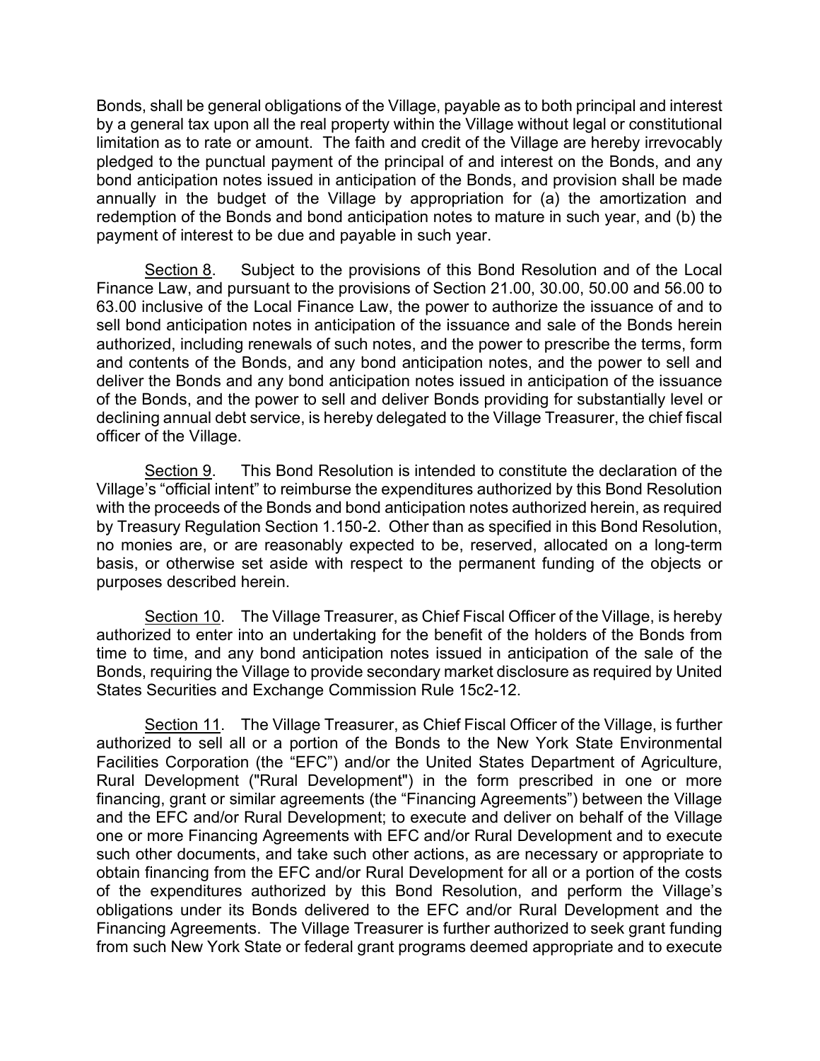Bonds, shall be general obligations of the Village, payable as to both principal and interest by a general tax upon all the real property within the Village without legal or constitutional limitation as to rate or amount. The faith and credit of the Village are hereby irrevocably pledged to the punctual payment of the principal of and interest on the Bonds, and any bond anticipation notes issued in anticipation of the Bonds, and provision shall be made annually in the budget of the Village by appropriation for (a) the amortization and redemption of the Bonds and bond anticipation notes to mature in such year, and (b) the payment of interest to be due and payable in such year.

Section 8. Subject to the provisions of this Bond Resolution and of the Local Finance Law, and pursuant to the provisions of Section 21.00, 30.00, 50.00 and 56.00 to 63.00 inclusive of the Local Finance Law, the power to authorize the issuance of and to sell bond anticipation notes in anticipation of the issuance and sale of the Bonds herein authorized, including renewals of such notes, and the power to prescribe the terms, form and contents of the Bonds, and any bond anticipation notes, and the power to sell and deliver the Bonds and any bond anticipation notes issued in anticipation of the issuance of the Bonds, and the power to sell and deliver Bonds providing for substantially level or declining annual debt service, is hereby delegated to the Village Treasurer, the chief fiscal officer of the Village.

Section 9. This Bond Resolution is intended to constitute the declaration of the Village's "official intent" to reimburse the expenditures authorized by this Bond Resolution with the proceeds of the Bonds and bond anticipation notes authorized herein, as required by Treasury Regulation Section 1.150-2. Other than as specified in this Bond Resolution, no monies are, or are reasonably expected to be, reserved, allocated on a long-term basis, or otherwise set aside with respect to the permanent funding of the objects or purposes described herein.

Section 10. The Village Treasurer, as Chief Fiscal Officer of the Village, is hereby authorized to enter into an undertaking for the benefit of the holders of the Bonds from time to time, and any bond anticipation notes issued in anticipation of the sale of the Bonds, requiring the Village to provide secondary market disclosure as required by United States Securities and Exchange Commission Rule 15c2-12.

Section 11. The Village Treasurer, as Chief Fiscal Officer of the Village, is further authorized to sell all or a portion of the Bonds to the New York State Environmental Facilities Corporation (the "EFC") and/or the United States Department of Agriculture, Rural Development ("Rural Development") in the form prescribed in one or more financing, grant or similar agreements (the "Financing Agreements") between the Village and the EFC and/or Rural Development; to execute and deliver on behalf of the Village one or more Financing Agreements with EFC and/or Rural Development and to execute such other documents, and take such other actions, as are necessary or appropriate to obtain financing from the EFC and/or Rural Development for all or a portion of the costs of the expenditures authorized by this Bond Resolution, and perform the Village's obligations under its Bonds delivered to the EFC and/or Rural Development and the Financing Agreements. The Village Treasurer is further authorized to seek grant funding from such New York State or federal grant programs deemed appropriate and to execute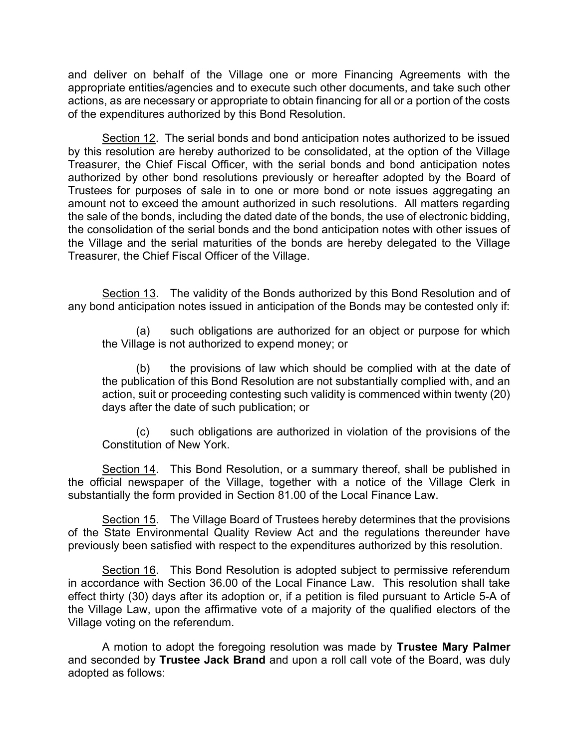and deliver on behalf of the Village one or more Financing Agreements with the appropriate entities/agencies and to execute such other documents, and take such other actions, as are necessary or appropriate to obtain financing for all or a portion of the costs of the expenditures authorized by this Bond Resolution.

Section 12. The serial bonds and bond anticipation notes authorized to be issued by this resolution are hereby authorized to be consolidated, at the option of the Village Treasurer, the Chief Fiscal Officer, with the serial bonds and bond anticipation notes authorized by other bond resolutions previously or hereafter adopted by the Board of Trustees for purposes of sale in to one or more bond or note issues aggregating an amount not to exceed the amount authorized in such resolutions. All matters regarding the sale of the bonds, including the dated date of the bonds, the use of electronic bidding, the consolidation of the serial bonds and the bond anticipation notes with other issues of the Village and the serial maturities of the bonds are hereby delegated to the Village Treasurer, the Chief Fiscal Officer of the Village.

Section 13. The validity of the Bonds authorized by this Bond Resolution and of any bond anticipation notes issued in anticipation of the Bonds may be contested only if:

(a) such obligations are authorized for an object or purpose for which the Village is not authorized to expend money; or

(b) the provisions of law which should be complied with at the date of the publication of this Bond Resolution are not substantially complied with, and an action, suit or proceeding contesting such validity is commenced within twenty (20) days after the date of such publication; or

(c) such obligations are authorized in violation of the provisions of the Constitution of New York.

Section 14. This Bond Resolution, or a summary thereof, shall be published in the official newspaper of the Village, together with a notice of the Village Clerk in substantially the form provided in Section 81.00 of the Local Finance Law.

Section 15. The Village Board of Trustees hereby determines that the provisions of the State Environmental Quality Review Act and the regulations thereunder have previously been satisfied with respect to the expenditures authorized by this resolution.

Section 16. This Bond Resolution is adopted subject to permissive referendum in accordance with Section 36.00 of the Local Finance Law. This resolution shall take effect thirty (30) days after its adoption or, if a petition is filed pursuant to Article 5-A of the Village Law, upon the affirmative vote of a majority of the qualified electors of the Village voting on the referendum.

A motion to adopt the foregoing resolution was made by **Trustee Mary Palmer** and seconded by **Trustee Jack Brand** and upon a roll call vote of the Board, was duly adopted as follows: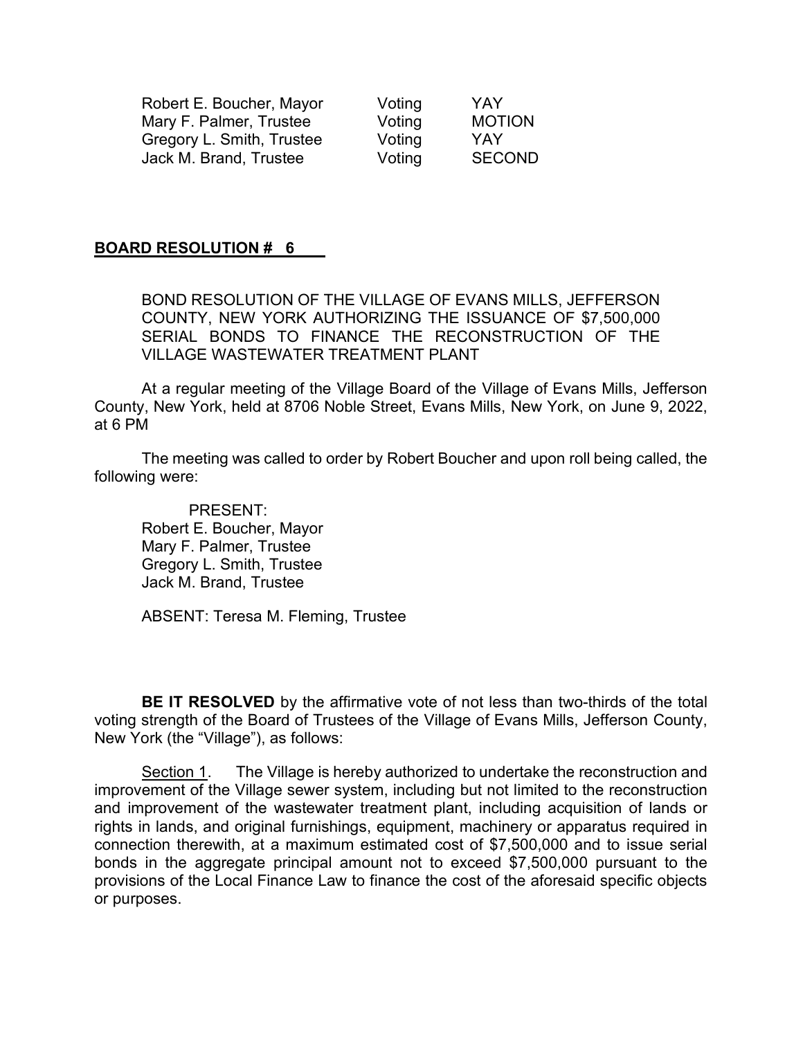| | | |
|---|---|---|
| Robert E. Boucher, Mayor | Voting | YAY |
| Mary F. Palmer, Trustee | Voting | MOTION |
| Gregory L. Smith, Trustee | Voting | YAY |
| Jack M. Brand, Trustee | Voting | SECOND |

**BOARD RESOLUTION # 6**

BOND RESOLUTION OF THE VILLAGE OF EVANS MILLS, JEFFERSON COUNTY, NEW YORK AUTHORIZING THE ISSUANCE OF $7,500,000 SERIAL BONDS TO FINANCE THE RECONSTRUCTION OF THE VILLAGE WASTEWATER TREATMENT PLANT

At a regular meeting of the Village Board of the Village of Evans Mills, Jefferson County, New York, held at 8706 Noble Street, Evans Mills, New York, on June 9, 2022, at 6 PM

The meeting was called to order by Robert Boucher and upon roll being called, the following were:

PRESENT:
Robert E. Boucher, Mayor
Mary F. Palmer, Trustee
Gregory L. Smith, Trustee
Jack M. Brand, Trustee

ABSENT: Teresa M. Fleming, Trustee

**BE IT RESOLVED** by the affirmative vote of not less than two-thirds of the total voting strength of the Board of Trustees of the Village of Evans Mills, Jefferson County, New York (the "Village"), as follows:

Section 1. The Village is hereby authorized to undertake the reconstruction and improvement of the Village sewer system, including but not limited to the reconstruction and improvement of the wastewater treatment plant, including acquisition of lands or rights in lands, and original furnishings, equipment, machinery or apparatus required in connection therewith, at a maximum estimated cost of $7,500,000 and to issue serial bonds in the aggregate principal amount not to exceed $7,500,000 pursuant to the provisions of the Local Finance Law to finance the cost of the aforesaid specific objects or purposes.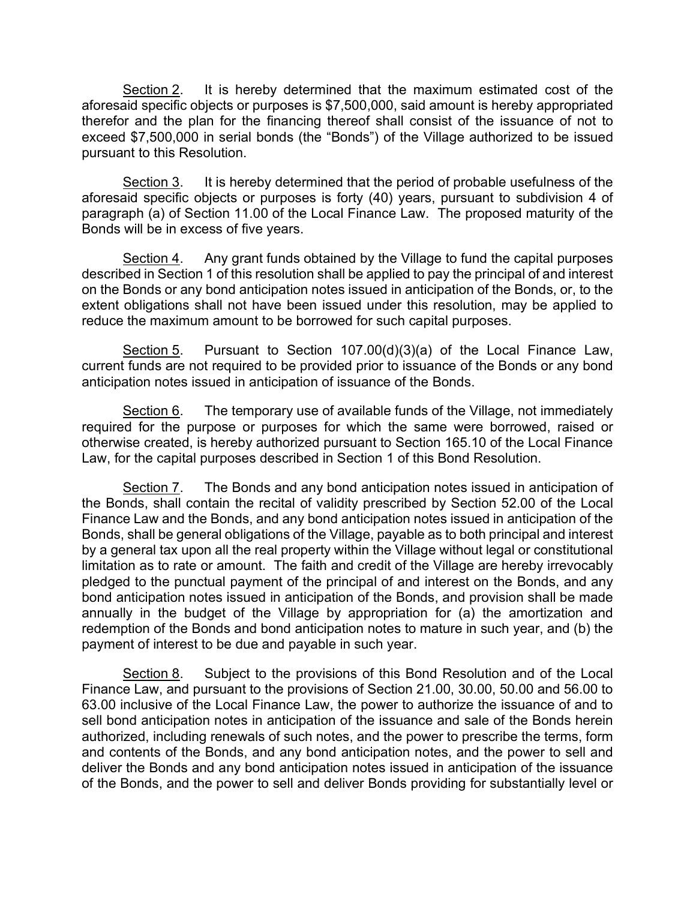Section 2. It is hereby determined that the maximum estimated cost of the aforesaid specific objects or purposes is $7,500,000, said amount is hereby appropriated therefor and the plan for the financing thereof shall consist of the issuance of not to exceed $7,500,000 in serial bonds (the "Bonds") of the Village authorized to be issued pursuant to this Resolution.

Section 3. It is hereby determined that the period of probable usefulness of the aforesaid specific objects or purposes is forty (40) years, pursuant to subdivision 4 of paragraph (a) of Section 11.00 of the Local Finance Law. The proposed maturity of the Bonds will be in excess of five years.

Section 4. Any grant funds obtained by the Village to fund the capital purposes described in Section 1 of this resolution shall be applied to pay the principal of and interest on the Bonds or any bond anticipation notes issued in anticipation of the Bonds, or, to the extent obligations shall not have been issued under this resolution, may be applied to reduce the maximum amount to be borrowed for such capital purposes.

Section 5. Pursuant to Section 107.00(d)(3)(a) of the Local Finance Law, current funds are not required to be provided prior to issuance of the Bonds or any bond anticipation notes issued in anticipation of issuance of the Bonds.

Section 6. The temporary use of available funds of the Village, not immediately required for the purpose or purposes for which the same were borrowed, raised or otherwise created, is hereby authorized pursuant to Section 165.10 of the Local Finance Law, for the capital purposes described in Section 1 of this Bond Resolution.

Section 7. The Bonds and any bond anticipation notes issued in anticipation of the Bonds, shall contain the recital of validity prescribed by Section 52.00 of the Local Finance Law and the Bonds, and any bond anticipation notes issued in anticipation of the Bonds, shall be general obligations of the Village, payable as to both principal and interest by a general tax upon all the real property within the Village without legal or constitutional limitation as to rate or amount. The faith and credit of the Village are hereby irrevocably pledged to the punctual payment of the principal of and interest on the Bonds, and any bond anticipation notes issued in anticipation of the Bonds, and provision shall be made annually in the budget of the Village by appropriation for (a) the amortization and redemption of the Bonds and bond anticipation notes to mature in such year, and (b) the payment of interest to be due and payable in such year.

Section 8. Subject to the provisions of this Bond Resolution and of the Local Finance Law, and pursuant to the provisions of Section 21.00, 30.00, 50.00 and 56.00 to 63.00 inclusive of the Local Finance Law, the power to authorize the issuance of and to sell bond anticipation notes in anticipation of the issuance and sale of the Bonds herein authorized, including renewals of such notes, and the power to prescribe the terms, form and contents of the Bonds, and any bond anticipation notes, and the power to sell and deliver the Bonds and any bond anticipation notes issued in anticipation of the issuance of the Bonds, and the power to sell and deliver Bonds providing for substantially level or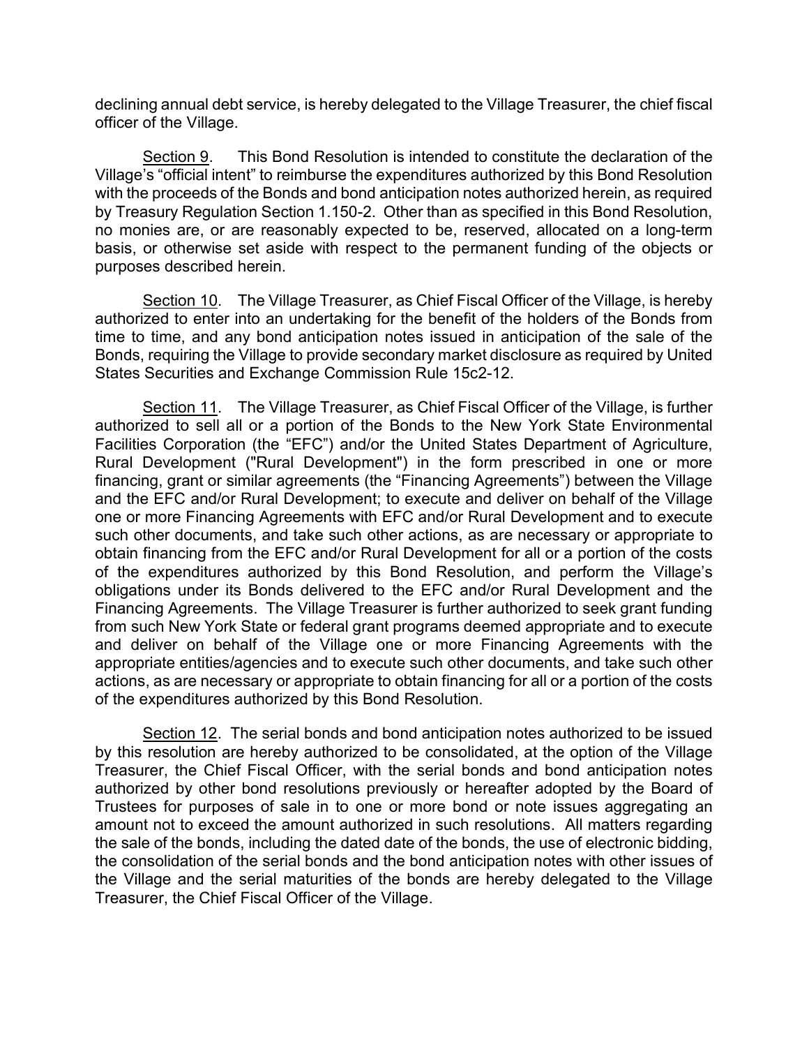declining annual debt service, is hereby delegated to the Village Treasurer, the chief fiscal officer of the Village.

Section 9. This Bond Resolution is intended to constitute the declaration of the Village's "official intent" to reimburse the expenditures authorized by this Bond Resolution with the proceeds of the Bonds and bond anticipation notes authorized herein, as required by Treasury Regulation Section 1.150-2. Other than as specified in this Bond Resolution, no monies are, or are reasonably expected to be, reserved, allocated on a long-term basis, or otherwise set aside with respect to the permanent funding of the objects or purposes described herein.

Section 10. The Village Treasurer, as Chief Fiscal Officer of the Village, is hereby authorized to enter into an undertaking for the benefit of the holders of the Bonds from time to time, and any bond anticipation notes issued in anticipation of the sale of the Bonds, requiring the Village to provide secondary market disclosure as required by United States Securities and Exchange Commission Rule 15c2-12.

Section 11. The Village Treasurer, as Chief Fiscal Officer of the Village, is further authorized to sell all or a portion of the Bonds to the New York State Environmental Facilities Corporation (the "EFC") and/or the United States Department of Agriculture, Rural Development ("Rural Development") in the form prescribed in one or more financing, grant or similar agreements (the "Financing Agreements") between the Village and the EFC and/or Rural Development; to execute and deliver on behalf of the Village one or more Financing Agreements with EFC and/or Rural Development and to execute such other documents, and take such other actions, as are necessary or appropriate to obtain financing from the EFC and/or Rural Development for all or a portion of the costs of the expenditures authorized by this Bond Resolution, and perform the Village's obligations under its Bonds delivered to the EFC and/or Rural Development and the Financing Agreements. The Village Treasurer is further authorized to seek grant funding from such New York State or federal grant programs deemed appropriate and to execute and deliver on behalf of the Village one or more Financing Agreements with the appropriate entities/agencies and to execute such other documents, and take such other actions, as are necessary or appropriate to obtain financing for all or a portion of the costs of the expenditures authorized by this Bond Resolution.

Section 12. The serial bonds and bond anticipation notes authorized to be issued by this resolution are hereby authorized to be consolidated, at the option of the Village Treasurer, the Chief Fiscal Officer, with the serial bonds and bond anticipation notes authorized by other bond resolutions previously or hereafter adopted by the Board of Trustees for purposes of sale in to one or more bond or note issues aggregating an amount not to exceed the amount authorized in such resolutions. All matters regarding the sale of the bonds, including the dated date of the bonds, the use of electronic bidding, the consolidation of the serial bonds and the bond anticipation notes with other issues of the Village and the serial maturities of the bonds are hereby delegated to the Village Treasurer, the Chief Fiscal Officer of the Village.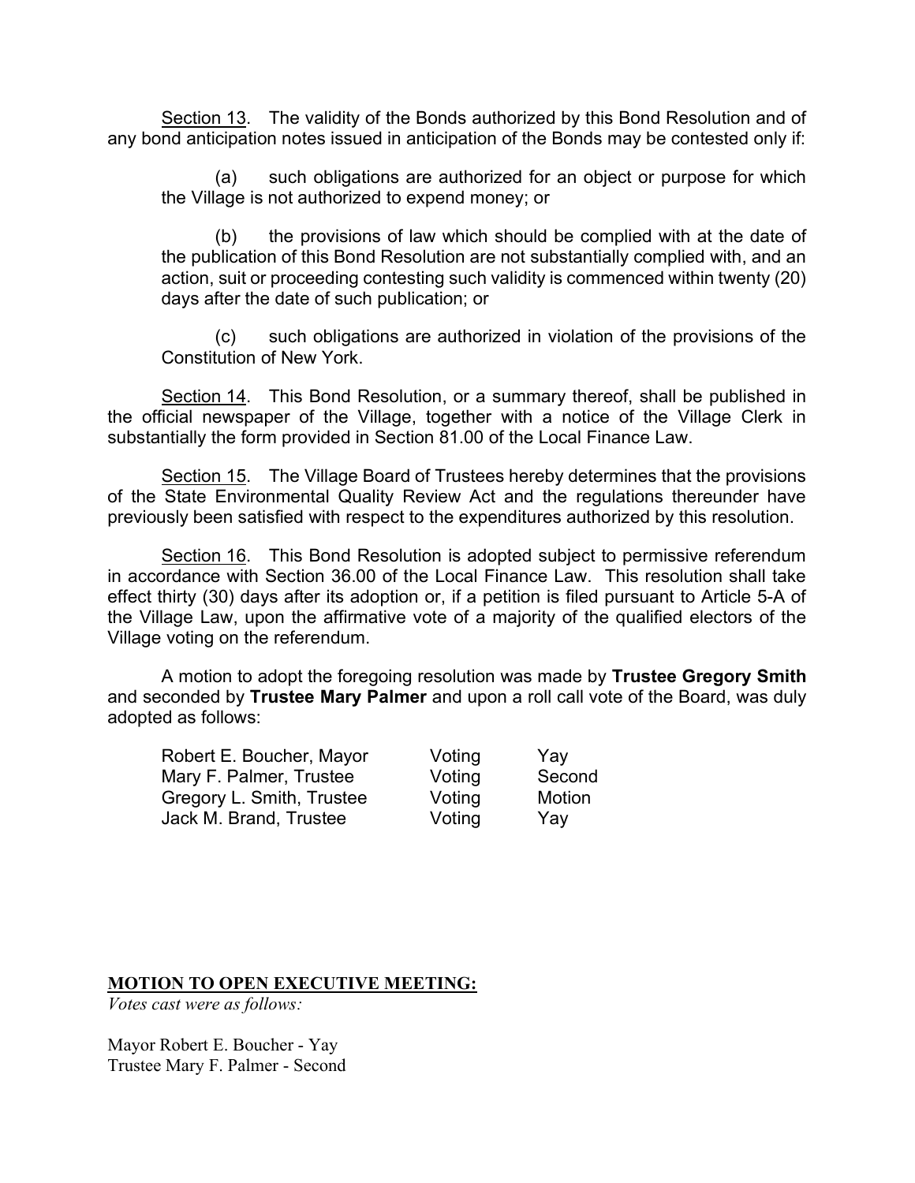Section 13. The validity of the Bonds authorized by this Bond Resolution and of any bond anticipation notes issued in anticipation of the Bonds may be contested only if:

(a) such obligations are authorized for an object or purpose for which the Village is not authorized to expend money; or

(b) the provisions of law which should be complied with at the date of the publication of this Bond Resolution are not substantially complied with, and an action, suit or proceeding contesting such validity is commenced within twenty (20) days after the date of such publication; or

(c) such obligations are authorized in violation of the provisions of the Constitution of New York.

Section 14. This Bond Resolution, or a summary thereof, shall be published in the official newspaper of the Village, together with a notice of the Village Clerk in substantially the form provided in Section 81.00 of the Local Finance Law.

Section 15. The Village Board of Trustees hereby determines that the provisions of the State Environmental Quality Review Act and the regulations thereunder have previously been satisfied with respect to the expenditures authorized by this resolution.

Section 16. This Bond Resolution is adopted subject to permissive referendum in accordance with Section 36.00 of the Local Finance Law. This resolution shall take effect thirty (30) days after its adoption or, if a petition is filed pursuant to Article 5-A of the Village Law, upon the affirmative vote of a majority of the qualified electors of the Village voting on the referendum.

A motion to adopt the foregoing resolution was made by **Trustee Gregory Smith** and seconded by **Trustee Mary Palmer** and upon a roll call vote of the Board, was duly adopted as follows:

| | | |
|---|---|---|
| Robert E. Boucher, Mayor | Voting | Yay |
| Mary F. Palmer, Trustee | Voting | Second |
| Gregory L. Smith, Trustee | Voting | Motion |
| Jack M. Brand, Trustee | Voting | Yay |

**MOTION TO OPEN EXECUTIVE MEETING:**

*Votes cast were as follows:*

Mayor Robert E. Boucher - Yay
Trustee Mary F. Palmer - Second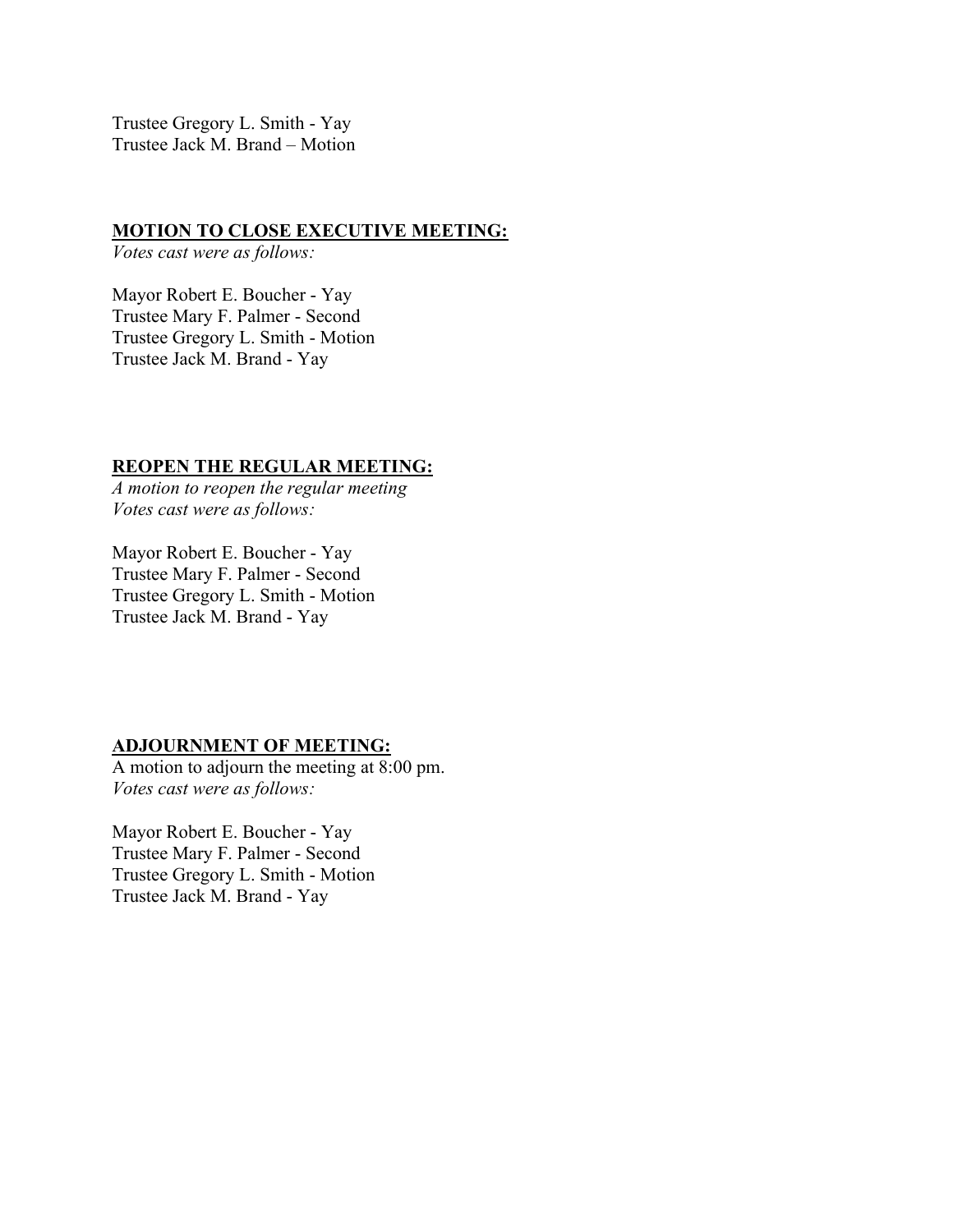Trustee Gregory L. Smith - Yay
Trustee Jack M. Brand – Motion

**MOTION TO CLOSE EXECUTIVE MEETING:**

*Votes cast were as follows:*

Mayor Robert E. Boucher - Yay
Trustee Mary F. Palmer - Second
Trustee Gregory L. Smith - Motion
Trustee Jack M. Brand - Yay

**REOPEN THE REGULAR MEETING:**

*A motion to reopen the regular meeting*
*Votes cast were as follows:*

Mayor Robert E. Boucher - Yay
Trustee Mary F. Palmer - Second
Trustee Gregory L. Smith - Motion
Trustee Jack M. Brand - Yay

**ADJOURNMENT OF MEETING:**

A motion to adjourn the meeting at 8:00 pm.
*Votes cast were as follows:*

Mayor Robert E. Boucher - Yay
Trustee Mary F. Palmer - Second
Trustee Gregory L. Smith - Motion
Trustee Jack M. Brand - Yay